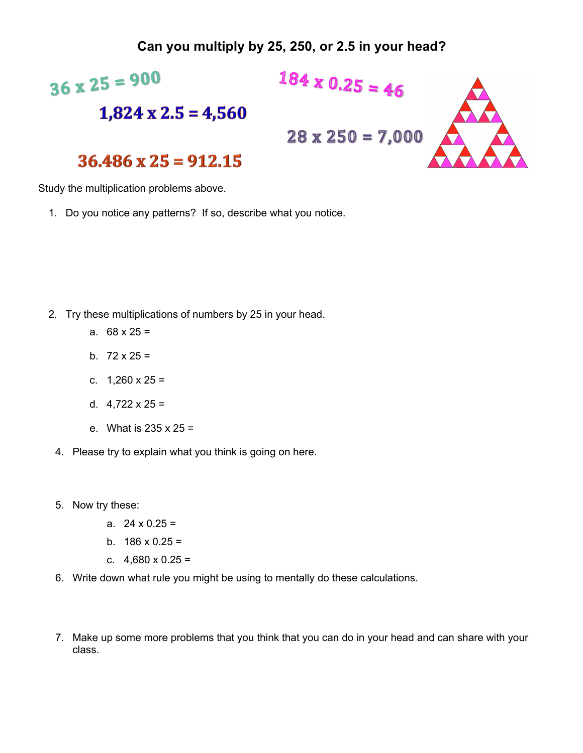# Can you multiply by 25, 250, or 2.5 in your head?

$36 \times 25 = 900$

$184 \times 0.25 = 46$

$1{,}824 \times 2.5 = 4{,}560$

$28 \times 250 = 7{,}000$

$36.486 \times 25 = 912.15$

Study the multiplication problems above.

1. Do you notice any patterns? If so, describe what you notice.

2. Try these multiplications of numbers by 25 in your head.
   a. 68 x 25 =
   b. 72 x 25 =
   c. 1,260 x 25 =
   d. 4,722 x 25 =
   e. What is 235 x 25 =

4. Please try to explain what you think is going on here.

5. Now try these:
   a. 24 x 0.25 =
   b. 186 x 0.25 =
   c. 4,680 x 0.25 =

6. Write down what rule you might be using to mentally do these calculations.

7. Make up some more problems that you think that you can do in your head and can share with your class.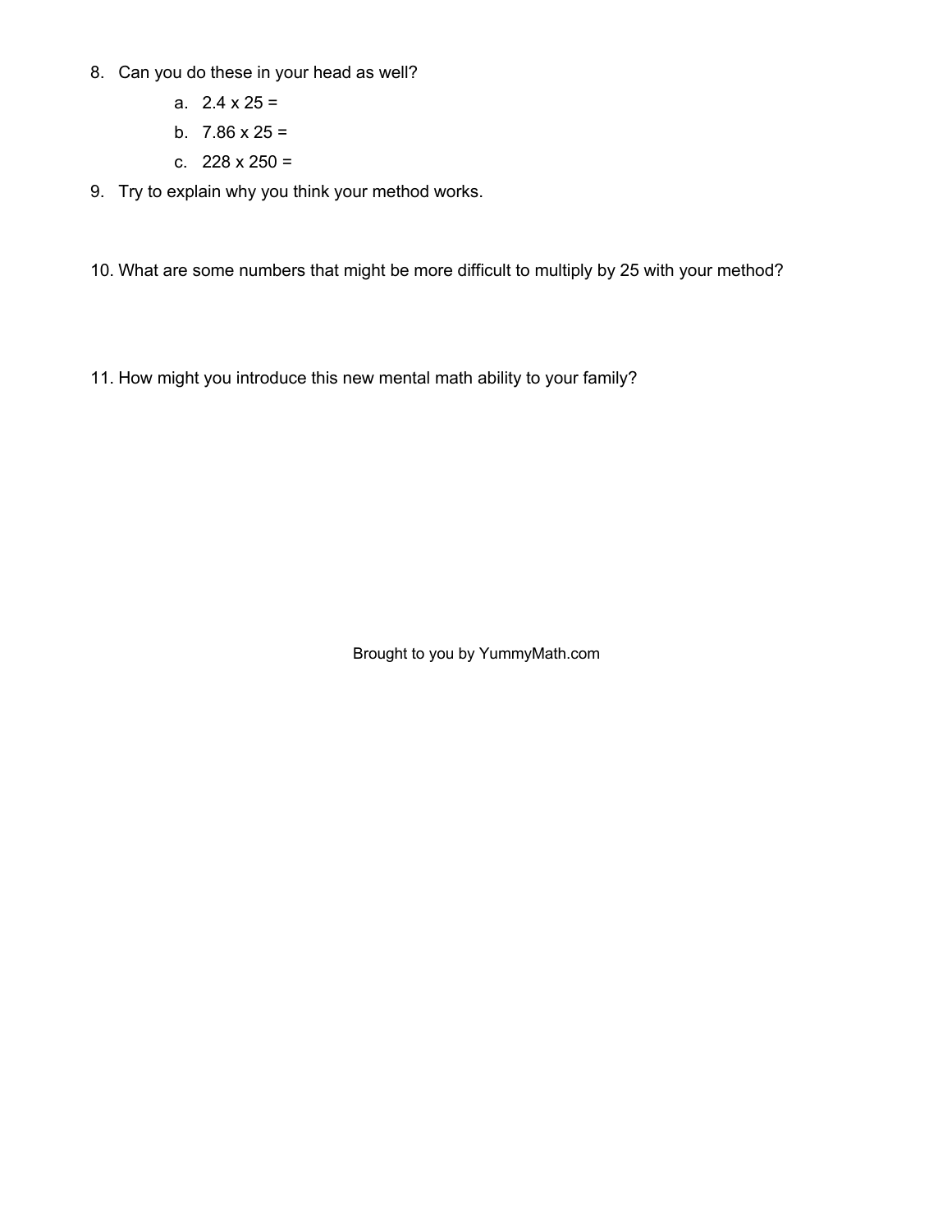8. Can you do these in your head as well?
    a. $2.4 \times 25 =$
    b. $7.86 \times 25 =$
    c. $228 \times 250 =$
9. Try to explain why you think your method works.

10. What are some numbers that might be more difficult to multiply by 25 with your method?

11. How might you introduce this new mental math ability to your family?

Brought to you by YummyMath.com